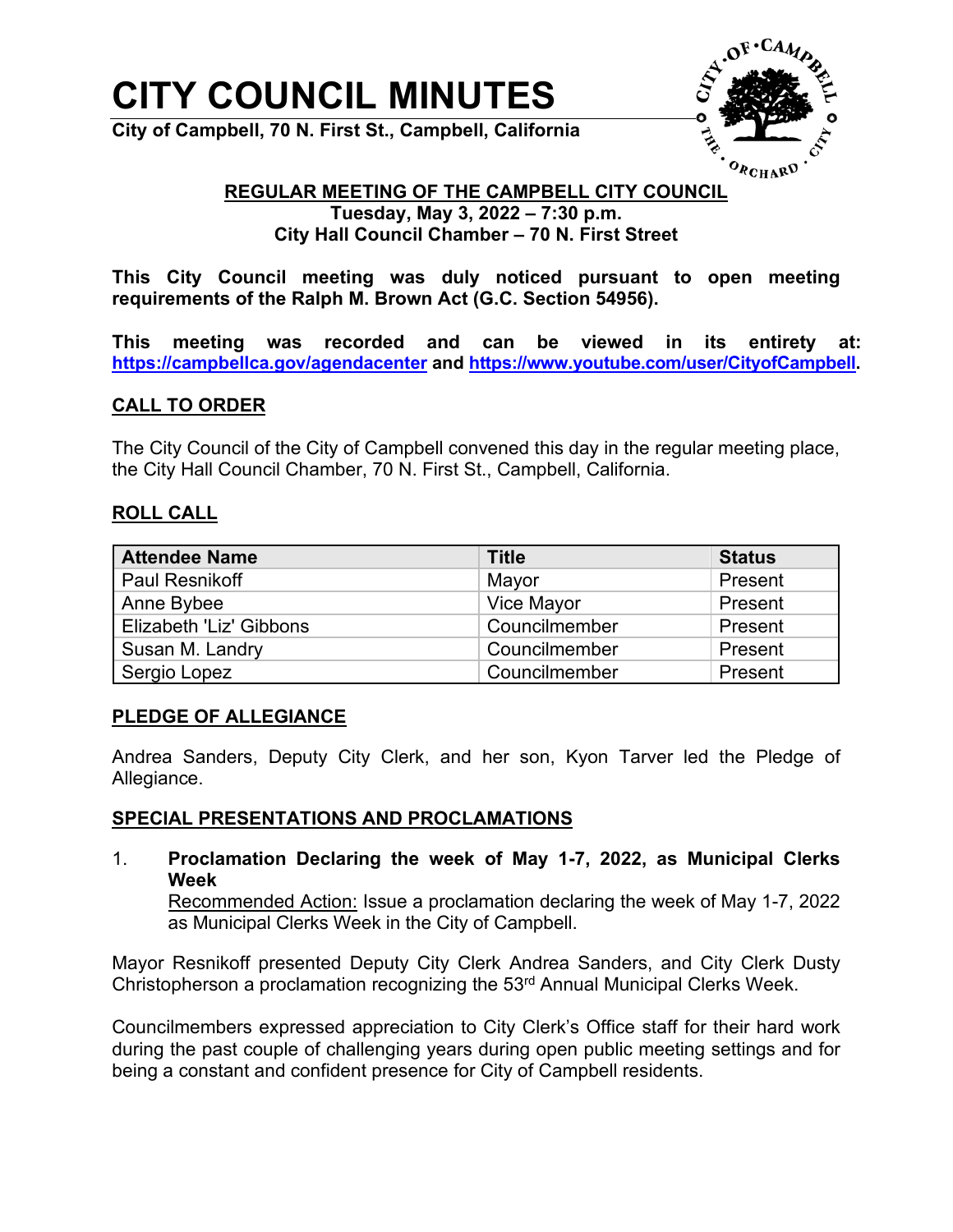# CITY COUNCIL MINUTES

**City of Campbell, 70 N. First St., Campbell, California**

## REGULAR MEETING OF THE CAMPBELL CITY COUNCIL

**Tuesday, May 3, 2022 – 7:30 p.m.**
**City Hall Council Chamber – 70 N. First Street**

**This City Council meeting was duly noticed pursuant to open meeting requirements of the Ralph M. Brown Act (G.C. Section 54956).**

**This meeting was recorded and can be viewed in its entirety at: https://campbellca.gov/agendacenter and https://www.youtube.com/user/CityofCampbell.**

## CALL TO ORDER

The City Council of the City of Campbell convened this day in the regular meeting place, the City Hall Council Chamber, 70 N. First St., Campbell, California.

## ROLL CALL

| Attendee Name | Title | Status |
|---|---|---|
| Paul Resnikoff | Mayor | Present |
| Anne Bybee | Vice Mayor | Present |
| Elizabeth 'Liz' Gibbons | Councilmember | Present |
| Susan M. Landry | Councilmember | Present |
| Sergio Lopez | Councilmember | Present |

## PLEDGE OF ALLEGIANCE

Andrea Sanders, Deputy City Clerk, and her son, Kyon Tarver led the Pledge of Allegiance.

## SPECIAL PRESENTATIONS AND PROCLAMATIONS

1. **Proclamation Declaring the week of May 1-7, 2022, as Municipal Clerks Week**
   Recommended Action: Issue a proclamation declaring the week of May 1-7, 2022 as Municipal Clerks Week in the City of Campbell.

Mayor Resnikoff presented Deputy City Clerk Andrea Sanders, and City Clerk Dusty Christopherson a proclamation recognizing the 53rd Annual Municipal Clerks Week.

Councilmembers expressed appreciation to City Clerk's Office staff for their hard work during the past couple of challenging years during open public meeting settings and for being a constant and confident presence for City of Campbell residents.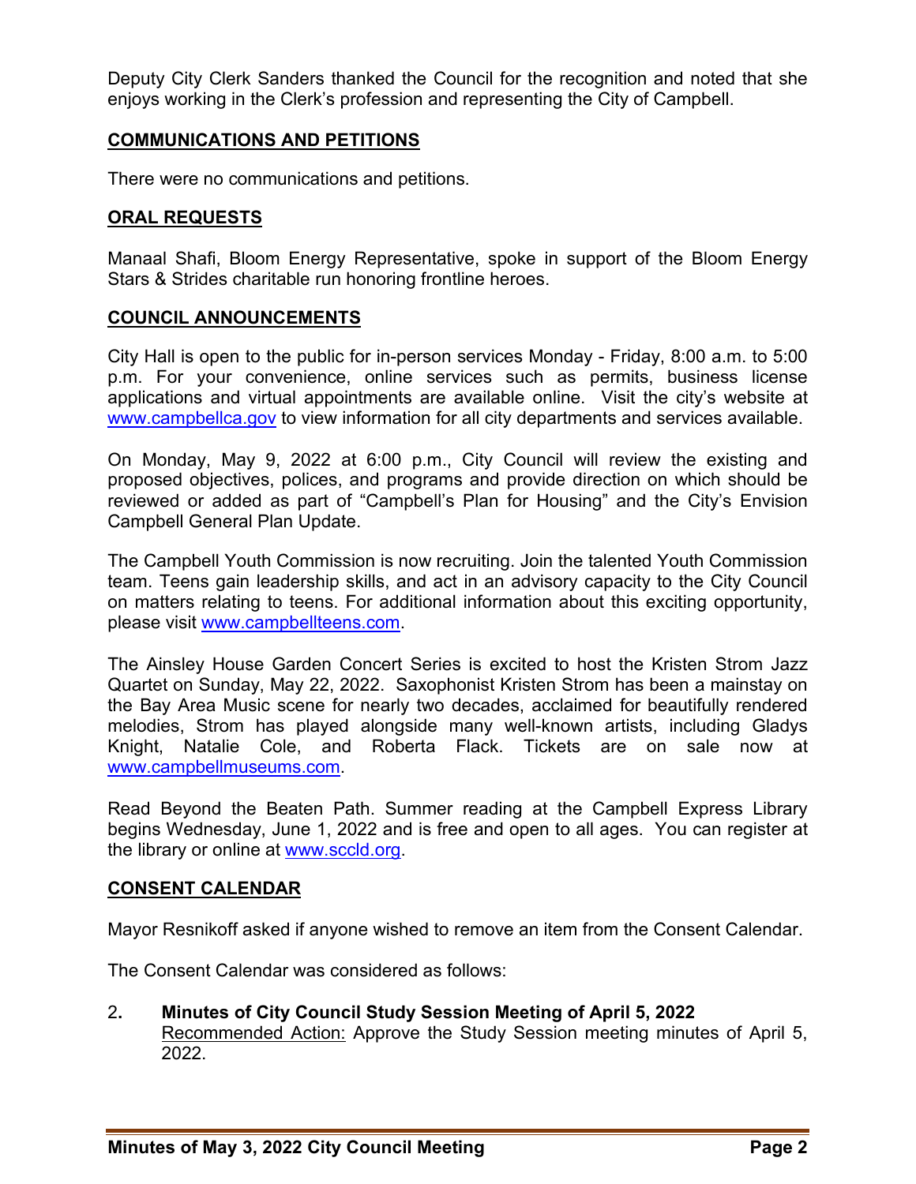Deputy City Clerk Sanders thanked the Council for the recognition and noted that she enjoys working in the Clerk's profession and representing the City of Campbell.

## COMMUNICATIONS AND PETITIONS

There were no communications and petitions.

## ORAL REQUESTS

Manaal Shafi, Bloom Energy Representative, spoke in support of the Bloom Energy Stars & Strides charitable run honoring frontline heroes.

## COUNCIL ANNOUNCEMENTS

City Hall is open to the public for in-person services Monday - Friday, 8:00 a.m. to 5:00 p.m. For your convenience, online services such as permits, business license applications and virtual appointments are available online. Visit the city's website at www.campbellca.gov to view information for all city departments and services available.

On Monday, May 9, 2022 at 6:00 p.m., City Council will review the existing and proposed objectives, polices, and programs and provide direction on which should be reviewed or added as part of "Campbell's Plan for Housing" and the City's Envision Campbell General Plan Update.

The Campbell Youth Commission is now recruiting. Join the talented Youth Commission team. Teens gain leadership skills, and act in an advisory capacity to the City Council on matters relating to teens. For additional information about this exciting opportunity, please visit www.campbellteens.com.

The Ainsley House Garden Concert Series is excited to host the Kristen Strom Jazz Quartet on Sunday, May 22, 2022. Saxophonist Kristen Strom has been a mainstay on the Bay Area Music scene for nearly two decades, acclaimed for beautifully rendered melodies, Strom has played alongside many well-known artists, including Gladys Knight, Natalie Cole, and Roberta Flack. Tickets are on sale now at www.campbellmuseums.com.

Read Beyond the Beaten Path. Summer reading at the Campbell Express Library begins Wednesday, June 1, 2022 and is free and open to all ages. You can register at the library or online at www.sccld.org.

## CONSENT CALENDAR

Mayor Resnikoff asked if anyone wished to remove an item from the Consent Calendar.

The Consent Calendar was considered as follows:

2. **Minutes of City Council Study Session Meeting of April 5, 2022**
   Recommended Action: Approve the Study Session meeting minutes of April 5, 2022.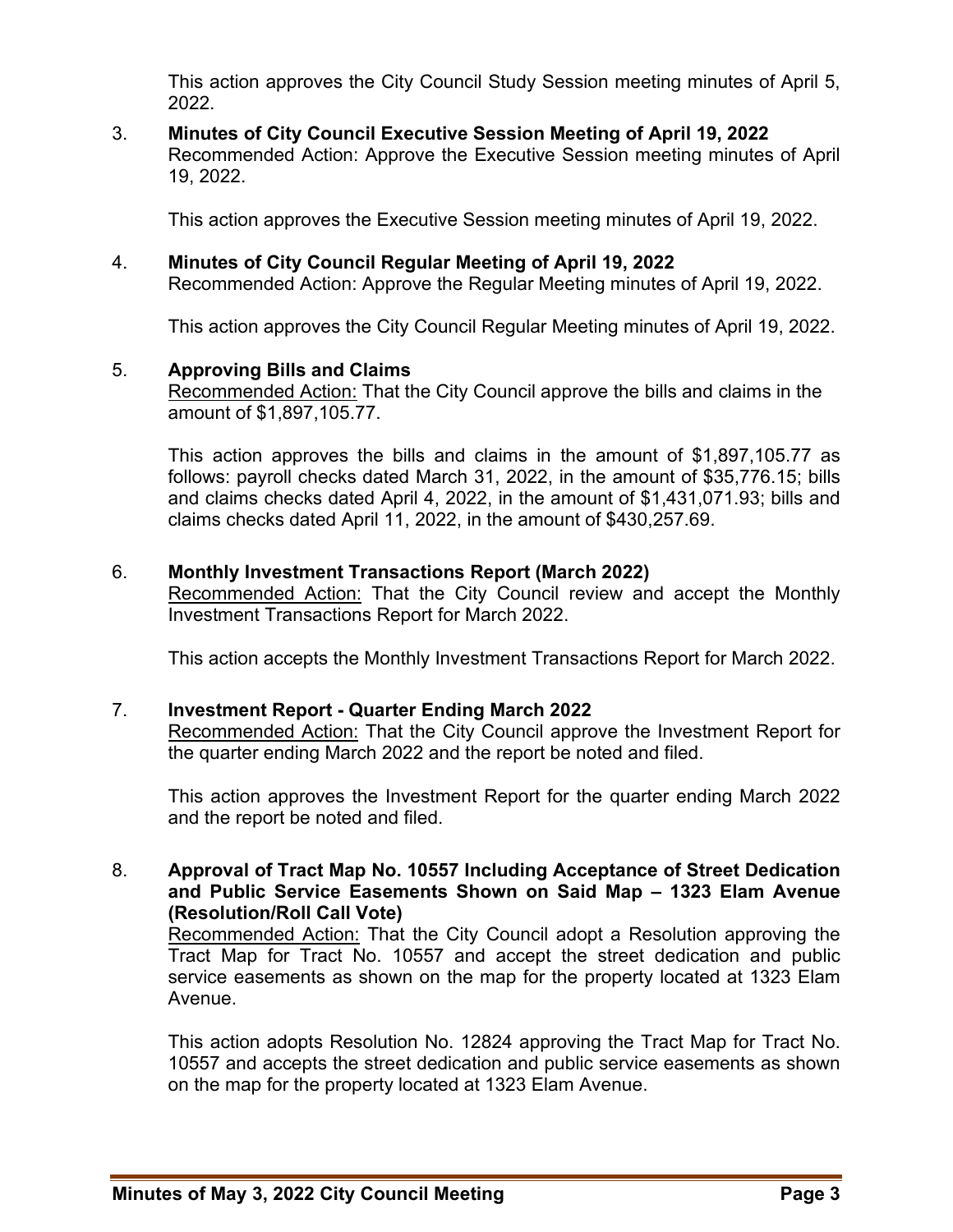This action approves the City Council Study Session meeting minutes of April 5, 2022.

3. **Minutes of City Council Executive Session Meeting of April 19, 2022**
   Recommended Action: Approve the Executive Session meeting minutes of April 19, 2022.

   This action approves the Executive Session meeting minutes of April 19, 2022.

4. **Minutes of City Council Regular Meeting of April 19, 2022**
   Recommended Action: Approve the Regular Meeting minutes of April 19, 2022.

   This action approves the City Council Regular Meeting minutes of April 19, 2022.

5. **Approving Bills and Claims**
   Recommended Action: That the City Council approve the bills and claims in the amount of $1,897,105.77.

   This action approves the bills and claims in the amount of $1,897,105.77 as follows: payroll checks dated March 31, 2022, in the amount of $35,776.15; bills and claims checks dated April 4, 2022, in the amount of $1,431,071.93; bills and claims checks dated April 11, 2022, in the amount of $430,257.69.

6. **Monthly Investment Transactions Report (March 2022)**
   Recommended Action: That the City Council review and accept the Monthly Investment Transactions Report for March 2022.

   This action accepts the Monthly Investment Transactions Report for March 2022.

7. **Investment Report - Quarter Ending March 2022**
   Recommended Action: That the City Council approve the Investment Report for the quarter ending March 2022 and the report be noted and filed.

   This action approves the Investment Report for the quarter ending March 2022 and the report be noted and filed.

8. **Approval of Tract Map No. 10557 Including Acceptance of Street Dedication and Public Service Easements Shown on Said Map – 1323 Elam Avenue (Resolution/Roll Call Vote)**
   Recommended Action: That the City Council adopt a Resolution approving the Tract Map for Tract No. 10557 and accept the street dedication and public service easements as shown on the map for the property located at 1323 Elam Avenue.

   This action adopts Resolution No. 12824 approving the Tract Map for Tract No. 10557 and accepts the street dedication and public service easements as shown on the map for the property located at 1323 Elam Avenue.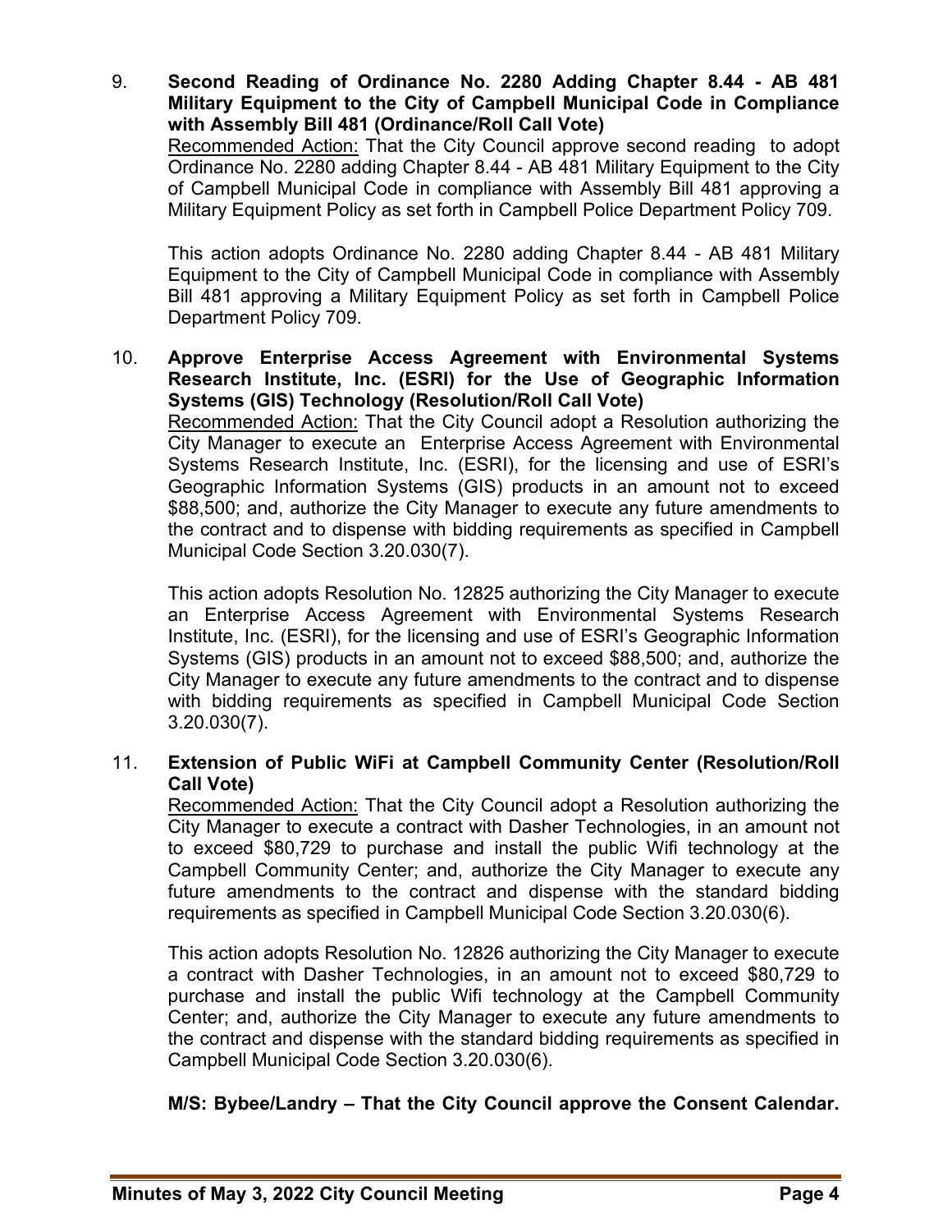9. **Second Reading of Ordinance No. 2280 Adding Chapter 8.44 - AB 481 Military Equipment to the City of Campbell Municipal Code in Compliance with Assembly Bill 481 (Ordinance/Roll Call Vote)**
   Recommended Action: That the City Council approve second reading to adopt Ordinance No. 2280 adding Chapter 8.44 - AB 481 Military Equipment to the City of Campbell Municipal Code in compliance with Assembly Bill 481 approving a Military Equipment Policy as set forth in Campbell Police Department Policy 709.

   This action adopts Ordinance No. 2280 adding Chapter 8.44 - AB 481 Military Equipment to the City of Campbell Municipal Code in compliance with Assembly Bill 481 approving a Military Equipment Policy as set forth in Campbell Police Department Policy 709.

10. **Approve Enterprise Access Agreement with Environmental Systems Research Institute, Inc. (ESRI) for the Use of Geographic Information Systems (GIS) Technology (Resolution/Roll Call Vote)**
    Recommended Action: That the City Council adopt a Resolution authorizing the City Manager to execute an Enterprise Access Agreement with Environmental Systems Research Institute, Inc. (ESRI), for the licensing and use of ESRI's Geographic Information Systems (GIS) products in an amount not to exceed $88,500; and, authorize the City Manager to execute any future amendments to the contract and to dispense with bidding requirements as specified in Campbell Municipal Code Section 3.20.030(7).

    This action adopts Resolution No. 12825 authorizing the City Manager to execute an Enterprise Access Agreement with Environmental Systems Research Institute, Inc. (ESRI), for the licensing and use of ESRI's Geographic Information Systems (GIS) products in an amount not to exceed $88,500; and, authorize the City Manager to execute any future amendments to the contract and to dispense with bidding requirements as specified in Campbell Municipal Code Section 3.20.030(7).

11. **Extension of Public WiFi at Campbell Community Center (Resolution/Roll Call Vote)**
    Recommended Action: That the City Council adopt a Resolution authorizing the City Manager to execute a contract with Dasher Technologies, in an amount not to exceed $80,729 to purchase and install the public Wifi technology at the Campbell Community Center; and, authorize the City Manager to execute any future amendments to the contract and dispense with the standard bidding requirements as specified in Campbell Municipal Code Section 3.20.030(6).

    This action adopts Resolution No. 12826 authorizing the City Manager to execute a contract with Dasher Technologies, in an amount not to exceed $80,729 to purchase and install the public Wifi technology at the Campbell Community Center; and, authorize the City Manager to execute any future amendments to the contract and dispense with the standard bidding requirements as specified in Campbell Municipal Code Section 3.20.030(6).

    **M/S: Bybee/Landry – That the City Council approve the Consent Calendar.**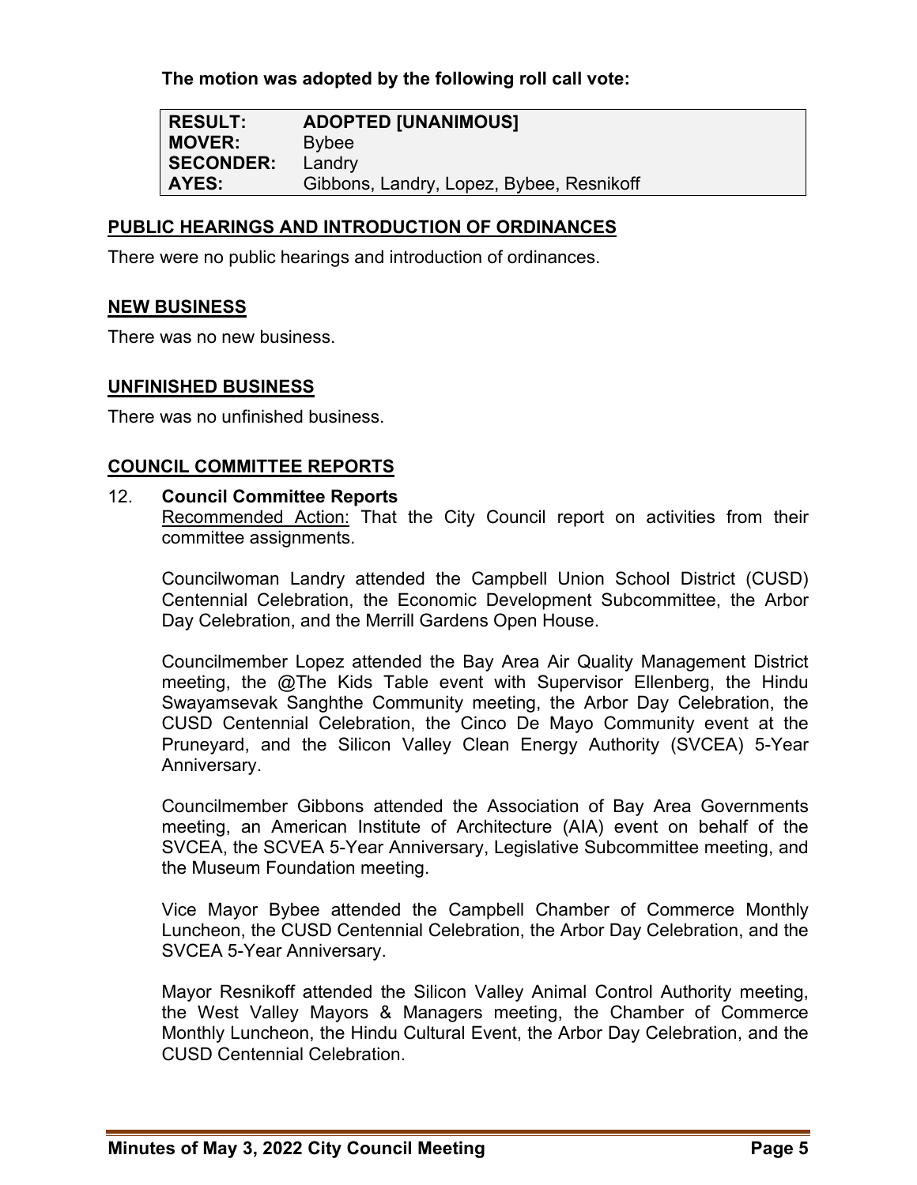**The motion was adopted by the following roll call vote:**

| | |
|---|---|
| **RESULT:** | **ADOPTED [UNANIMOUS]** |
| **MOVER:** | Bybee |
| **SECONDER:** | Landry |
| **AYES:** | Gibbons, Landry, Lopez, Bybee, Resnikoff |

## PUBLIC HEARINGS AND INTRODUCTION OF ORDINANCES

There were no public hearings and introduction of ordinances.

## NEW BUSINESS

There was no new business.

## UNFINISHED BUSINESS

There was no unfinished business.

## COUNCIL COMMITTEE REPORTS

12. **Council Committee Reports**

    Recommended Action: That the City Council report on activities from their committee assignments.

    Councilwoman Landry attended the Campbell Union School District (CUSD) Centennial Celebration, the Economic Development Subcommittee, the Arbor Day Celebration, and the Merrill Gardens Open House.

    Councilmember Lopez attended the Bay Area Air Quality Management District meeting, the @The Kids Table event with Supervisor Ellenberg, the Hindu Swayamsevak Sanghthe Community meeting, the Arbor Day Celebration, the CUSD Centennial Celebration, the Cinco De Mayo Community event at the Pruneyard, and the Silicon Valley Clean Energy Authority (SVCEA) 5-Year Anniversary.

    Councilmember Gibbons attended the Association of Bay Area Governments meeting, an American Institute of Architecture (AIA) event on behalf of the SVCEA, the SCVEA 5-Year Anniversary, Legislative Subcommittee meeting, and the Museum Foundation meeting.

    Vice Mayor Bybee attended the Campbell Chamber of Commerce Monthly Luncheon, the CUSD Centennial Celebration, the Arbor Day Celebration, and the SVCEA 5-Year Anniversary.

    Mayor Resnikoff attended the Silicon Valley Animal Control Authority meeting, the West Valley Mayors & Managers meeting, the Chamber of Commerce Monthly Luncheon, the Hindu Cultural Event, the Arbor Day Celebration, and the CUSD Centennial Celebration.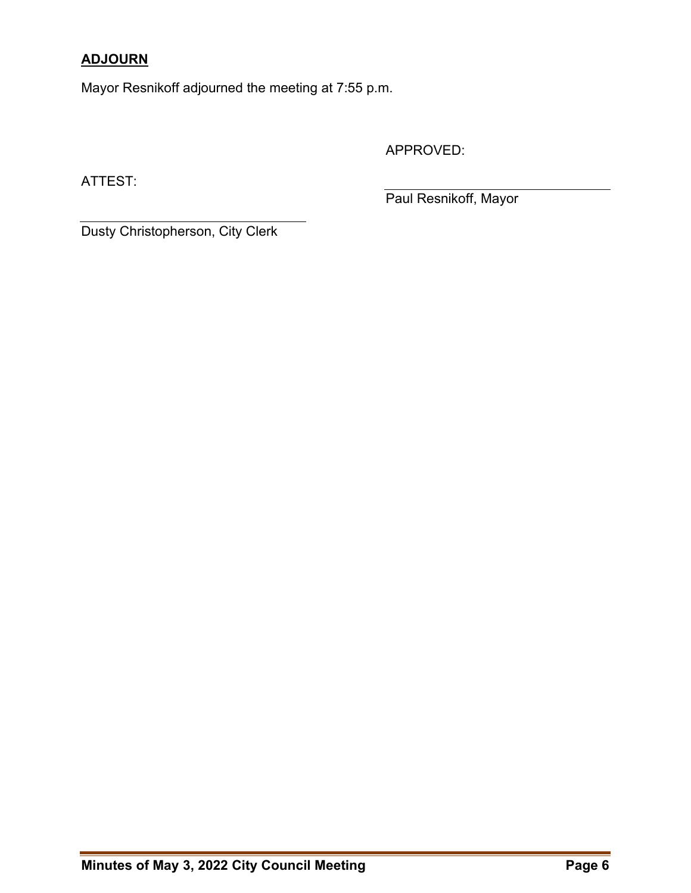**ADJOURN**

Mayor Resnikoff adjourned the meeting at 7:55 p.m.

APPROVED:

ATTEST:

______________________________
Paul Resnikoff, Mayor

______________________________
Dusty Christopherson, City Clerk